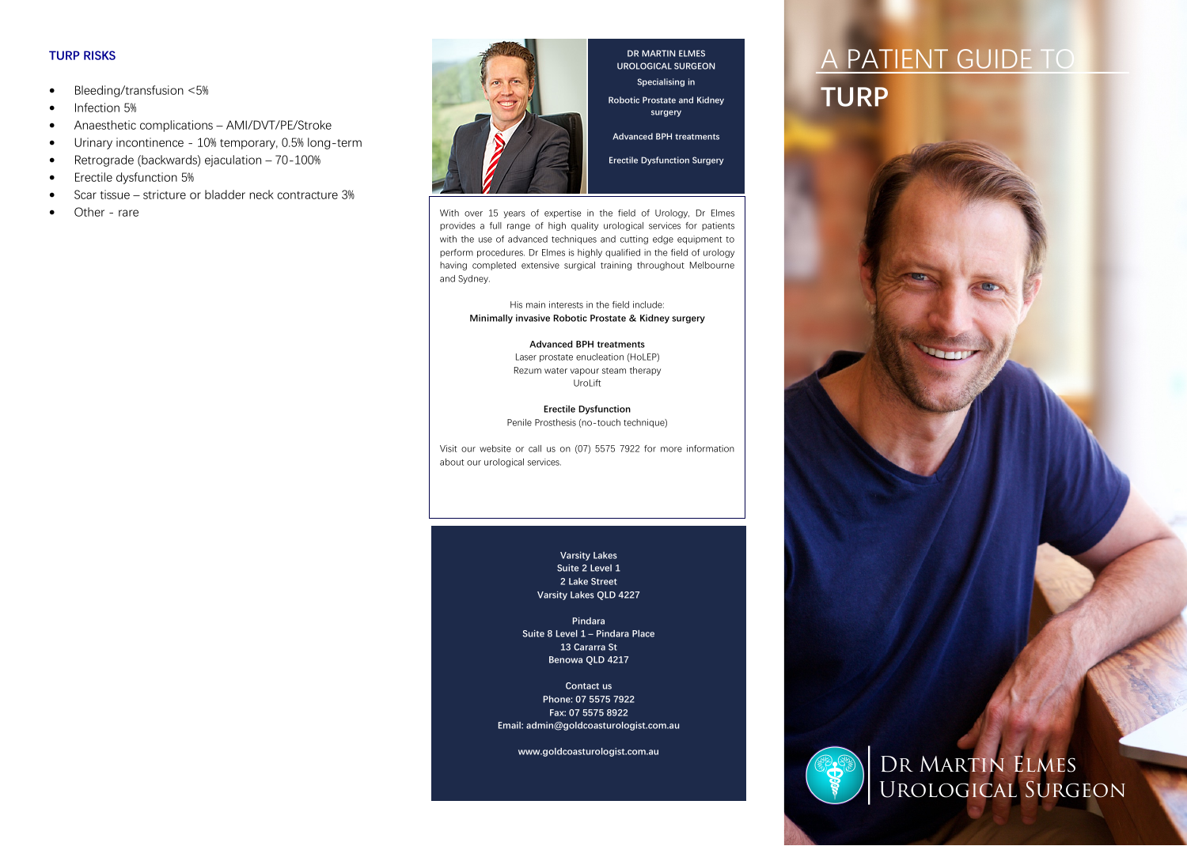## TURP RISKS

- Bleeding/transfusion <5%
- Infection 5%
- Anaesthetic complications – AMI/DVT/PE/Stroke
- Urinary incontinence - 10% temporary, 0.5% long-term
- Retrograde (backwards) ejaculation – 70-100%
- Erectile dysfunction 5%
- Scar tissue – stricture or bladder neck contracture 3%
- Other - rare

**DR MARTIN ELMES**
**UROLOGICAL SURGEON**

Specialising in

Robotic Prostate and Kidney surgery

Advanced BPH treatments

Erectile Dysfunction Surgery

With over 15 years of expertise in the field of Urology, Dr Elmes provides a full range of high quality urological services for patients with the use of advanced techniques and cutting edge equipment to perform procedures. Dr Elmes is highly qualified in the field of urology having completed extensive surgical training throughout Melbourne and Sydney.

His main interests in the field include:
**Minimally invasive Robotic Prostate & Kidney surgery**

**Advanced BPH treatments**
Laser prostate enucleation (HoLEP)
Rezum water vapour steam therapy
UroLift

**Erectile Dysfunction**
Penile Prosthesis (no-touch technique)

Visit our website or call us on (07) 5575 7922 for more information about our urological services.

**Varsity Lakes**
Suite 2 Level 1
2 Lake Street
Varsity Lakes QLD 4227

**Pindara**
Suite 8 Level 1 – Pindara Place
13 Cararra St
Benowa QLD 4217

Contact us
Phone: 07 5575 7922
Fax: 07 5575 8922
Email: admin@goldcoasturologist.com.au

www.goldcoasturologist.com.au

# A PATIENT GUIDE TO TURP

DR MARTIN ELMES
UROLOGICAL SURGEON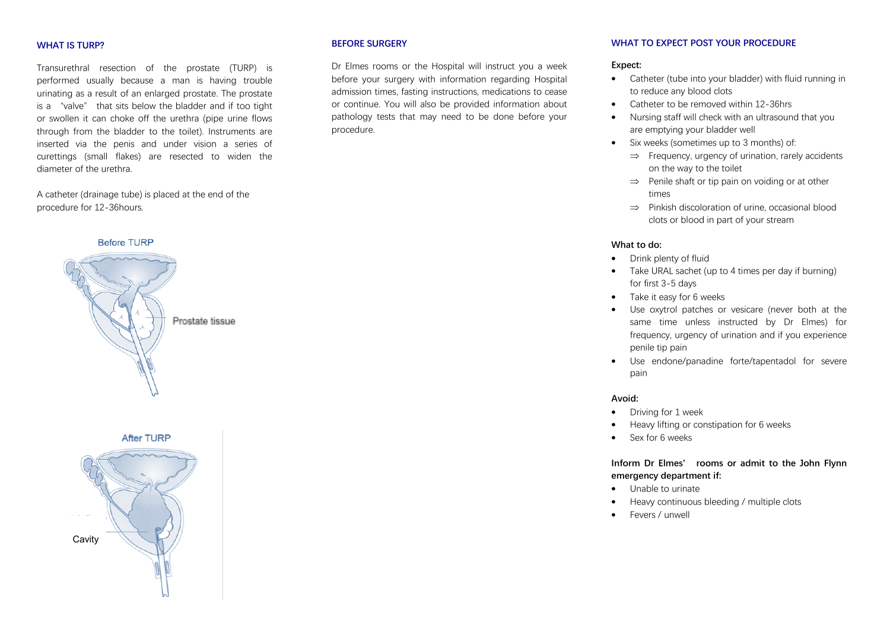## WHAT IS TURP?

Transurethral resection of the prostate (TURP) is performed usually because a man is having trouble urinating as a result of an enlarged prostate. The prostate is a "valve" that sits below the bladder and if too tight or swollen it can choke off the urethra (pipe urine flows through from the bladder to the toilet). Instruments are inserted via the penis and under vision a series of curettings (small flakes) are resected to widen the diameter of the urethra.

A catheter (drainage tube) is placed at the end of the procedure for 12-36hours.

Before TURP

Prostate tissue

After TURP

Cavity

## BEFORE SURGERY

Dr Elmes rooms or the Hospital will instruct you a week before your surgery with information regarding Hospital admission times, fasting instructions, medications to cease or continue. You will also be provided information about pathology tests that may need to be done before your procedure.

## WHAT TO EXPECT POST YOUR PROCEDURE

**Expect:**

- Catheter (tube into your bladder) with fluid running in to reduce any blood clots
- Catheter to be removed within 12-36hrs
- Nursing staff will check with an ultrasound that you are emptying your bladder well
- Six weeks (sometimes up to 3 months) of:
  - ⇒ Frequency, urgency of urination, rarely accidents on the way to the toilet
  - ⇒ Penile shaft or tip pain on voiding or at other times
  - ⇒ Pinkish discoloration of urine, occasional blood clots or blood in part of your stream

**What to do:**

- Drink plenty of fluid
- Take URAL sachet (up to 4 times per day if burning) for first 3-5 days
- Take it easy for 6 weeks
- Use oxytrol patches or vesicare (never both at the same time unless instructed by Dr Elmes) for frequency, urgency of urination and if you experience penile tip pain
- Use endone/panadine forte/tapentadol for severe pain

**Avoid:**

- Driving for 1 week
- Heavy lifting or constipation for 6 weeks
- Sex for 6 weeks

**Inform Dr Elmes' rooms or admit to the John Flynn emergency department if:**

- Unable to urinate
- Heavy continuous bleeding / multiple clots
- Fevers / unwell